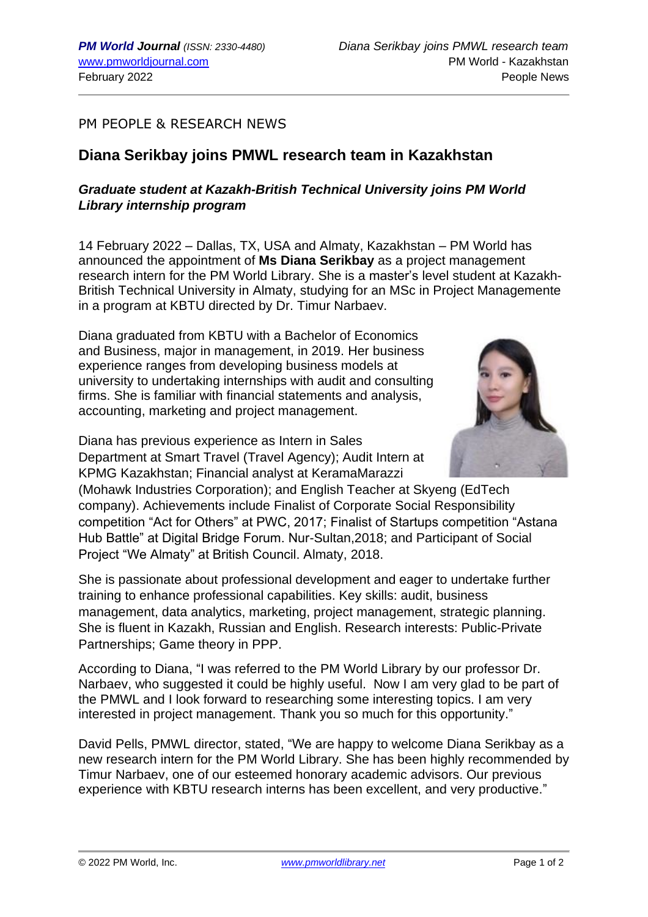PM PEOPLE & RESEARCH NEWS

# Diana Serikbay joins PMWL research team in Kazakhstan

***Graduate student at Kazakh-British Technical University joins PM World Library internship program***

14 February 2022 – Dallas, TX, USA and Almaty, Kazakhstan – PM World has announced the appointment of **Ms Diana Serikbay** as a project management research intern for the PM World Library. She is a master's level student at Kazakh-British Technical University in Almaty, studying for an MSc in Project Managemente in a program at KBTU directed by Dr. Timur Narbaev.

Diana graduated from KBTU with a Bachelor of Economics and Business, major in management, in 2019. Her business experience ranges from developing business models at university to undertaking internships with audit and consulting firms. She is familiar with financial statements and analysis, accounting, marketing and project management.

Diana has previous experience as Intern in Sales Department at Smart Travel (Travel Agency); Audit Intern at KPMG Kazakhstan; Financial analyst at KeramaMarazzi (Mohawk Industries Corporation); and English Teacher at Skyeng (EdTech company). Achievements include Finalist of Corporate Social Responsibility competition "Act for Others" at PWC, 2017; Finalist of Startups competition "Astana Hub Battle" at Digital Bridge Forum. Nur-Sultan,2018; and Participant of Social Project "We Almaty" at British Council. Almaty, 2018.

She is passionate about professional development and eager to undertake further training to enhance professional capabilities. Key skills: audit, business management, data analytics, marketing, project management, strategic planning. She is fluent in Kazakh, Russian and English. Research interests: Public-Private Partnerships; Game theory in PPP.

According to Diana, "I was referred to the PM World Library by our professor Dr. Narbaev, who suggested it could be highly useful. Now I am very glad to be part of the PMWL and I look forward to researching some interesting topics. I am very interested in project management. Thank you so much for this opportunity."

David Pells, PMWL director, stated, "We are happy to welcome Diana Serikbay as a new research intern for the PM World Library. She has been highly recommended by Timur Narbaev, one of our esteemed honorary academic advisors. Our previous experience with KBTU research interns has been excellent, and very productive."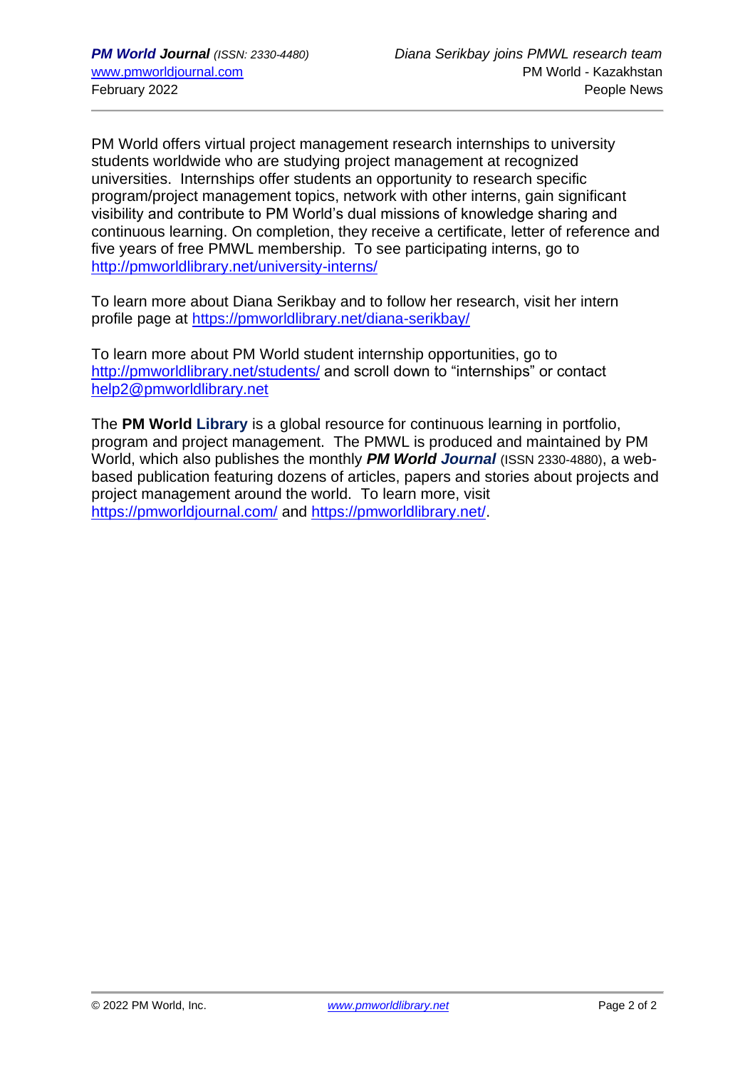PM World offers virtual project management research internships to university students worldwide who are studying project management at recognized universities. Internships offer students an opportunity to research specific program/project management topics, network with other interns, gain significant visibility and contribute to PM World's dual missions of knowledge sharing and continuous learning. On completion, they receive a certificate, letter of reference and five years of free PMWL membership. To see participating interns, go to http://pmworldlibrary.net/university-interns/

To learn more about Diana Serikbay and to follow her research, visit her intern profile page at https://pmworldlibrary.net/diana-serikbay/

To learn more about PM World student internship opportunities, go to http://pmworldlibrary.net/students/ and scroll down to "internships" or contact help2@pmworldlibrary.net

The **PM World Library** is a global resource for continuous learning in portfolio, program and project management. The PMWL is produced and maintained by PM World, which also publishes the monthly ***PM World Journal*** (ISSN 2330-4880), a web-based publication featuring dozens of articles, papers and stories about projects and project management around the world. To learn more, visit https://pmworldjournal.com/ and https://pmworldlibrary.net/.